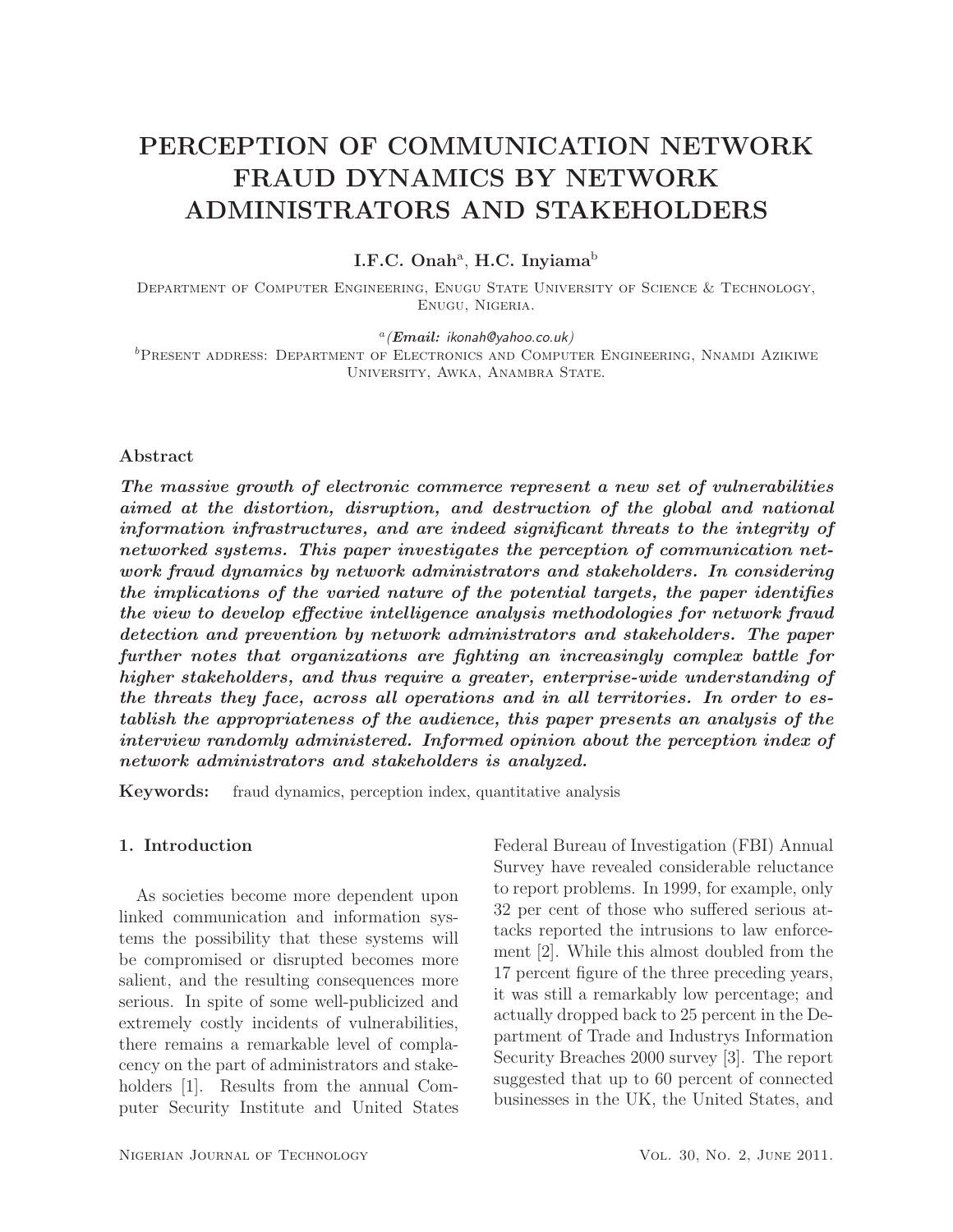# PERCEPTION OF COMMUNICATION NETWORK FRAUD DYNAMICS BY NETWORK ADMINISTRATORS AND STAKEHOLDERS

**I.F.C. Onah**[a], **H.C. Inyiama**[b]

Department of Computer Engineering, Enugu State University of Science & Technology, Enugu, Nigeria.

[a] (**Email:** ikonah@yahoo.co.uk)

[b] Present address: Department of Electronics and Computer Engineering, Nnamdi Azikiwe University, Awka, Anambra State.

## Abstract

***The massive growth of electronic commerce represent a new set of vulnerabilities aimed at the distortion, disruption, and destruction of the global and national information infrastructures, and are indeed significant threats to the integrity of networked systems. This paper investigates the perception of communication network fraud dynamics by network administrators and stakeholders. In considering the implications of the varied nature of the potential targets, the paper identifies the view to develop effective intelligence analysis methodologies for network fraud detection and prevention by network administrators and stakeholders. The paper further notes that organizations are fighting an increasingly complex battle for higher stakeholders, and thus require a greater, enterprise-wide understanding of the threats they face, across all operations and in all territories. In order to establish the appropriateness of the audience, this paper presents an analysis of the interview randomly administered. Informed opinion about the perception index of network administrators and stakeholders is analyzed.***

**Keywords:** fraud dynamics, perception index, quantitative analysis

## 1. Introduction

As societies become more dependent upon linked communication and information systems the possibility that these systems will be compromised or disrupted becomes more salient, and the resulting consequences more serious. In spite of some well-publicized and extremely costly incidents of vulnerabilities, there remains a remarkable level of complacency on the part of administrators and stakeholders [1]. Results from the annual Computer Security Institute and United States Federal Bureau of Investigation (FBI) Annual Survey have revealed considerable reluctance to report problems. In 1999, for example, only 32 per cent of those who suffered serious attacks reported the intrusions to law enforcement [2]. While this almost doubled from the 17 percent figure of the three preceding years, it was still a remarkably low percentage; and actually dropped back to 25 percent in the Department of Trade and Industrys Information Security Breaches 2000 survey [3]. The report suggested that up to 60 percent of connected businesses in the UK, the United States, and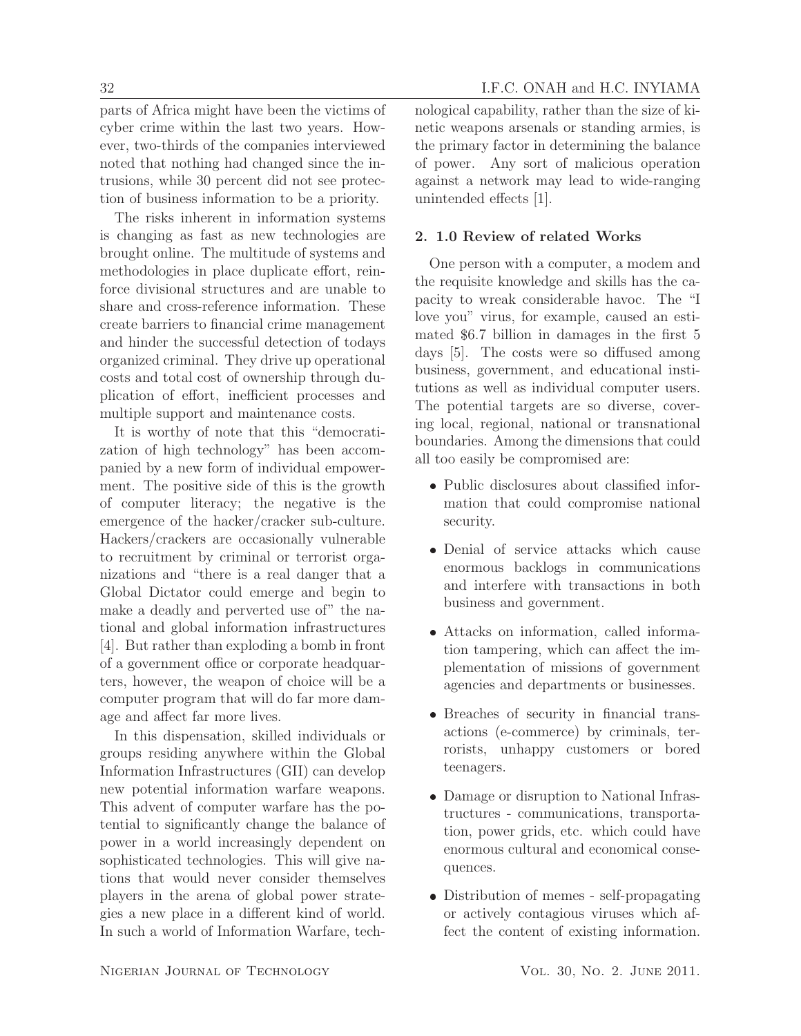parts of Africa might have been the victims of cyber crime within the last two years. However, two-thirds of the companies interviewed noted that nothing had changed since the intrusions, while 30 percent did not see protection of business information to be a priority.

The risks inherent in information systems is changing as fast as new technologies are brought online. The multitude of systems and methodologies in place duplicate effort, reinforce divisional structures and are unable to share and cross-reference information. These create barriers to financial crime management and hinder the successful detection of todays organized criminal. They drive up operational costs and total cost of ownership through duplication of effort, inefficient processes and multiple support and maintenance costs.

It is worthy of note that this "democratization of high technology" has been accompanied by a new form of individual empowerment. The positive side of this is the growth of computer literacy; the negative is the emergence of the hacker/cracker sub-culture. Hackers/crackers are occasionally vulnerable to recruitment by criminal or terrorist organizations and "there is a real danger that a Global Dictator could emerge and begin to make a deadly and perverted use of" the national and global information infrastructures [4]. But rather than exploding a bomb in front of a government office or corporate headquarters, however, the weapon of choice will be a computer program that will do far more damage and affect far more lives.

In this dispensation, skilled individuals or groups residing anywhere within the Global Information Infrastructures (GII) can develop new potential information warfare weapons. This advent of computer warfare has the potential to significantly change the balance of power in a world increasingly dependent on sophisticated technologies. This will give nations that would never consider themselves players in the arena of global power strategies a new place in a different kind of world. In such a world of Information Warfare, technological capability, rather than the size of kinetic weapons arsenals or standing armies, is the primary factor in determining the balance of power. Any sort of malicious operation against a network may lead to wide-ranging unintended effects [1].

## 2. 1.0 Review of related Works

One person with a computer, a modem and the requisite knowledge and skills has the capacity to wreak considerable havoc. The "I love you" virus, for example, caused an estimated \$6.7 billion in damages in the first 5 days [5]. The costs were so diffused among business, government, and educational institutions as well as individual computer users. The potential targets are so diverse, covering local, regional, national or transnational boundaries. Among the dimensions that could all too easily be compromised are:

- Public disclosures about classified information that could compromise national security.
- Denial of service attacks which cause enormous backlogs in communications and interfere with transactions in both business and government.
- Attacks on information, called information tampering, which can affect the implementation of missions of government agencies and departments or businesses.
- Breaches of security in financial transactions (e-commerce) by criminals, terrorists, unhappy customers or bored teenagers.
- Damage or disruption to National Infrastructures - communications, transportation, power grids, etc. which could have enormous cultural and economical consequences.
- Distribution of memes - self-propagating or actively contagious viruses which affect the content of existing information.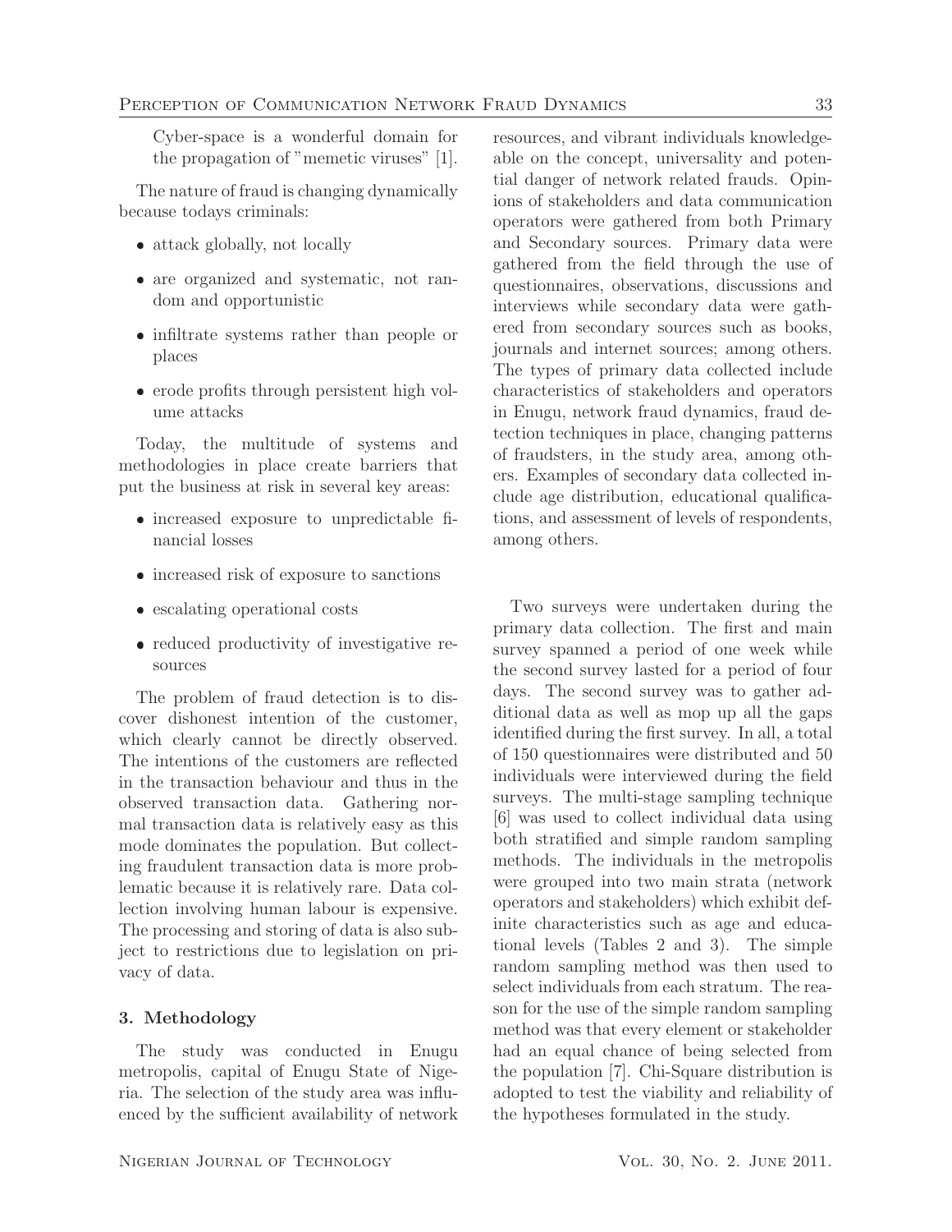Cyber-space is a wonderful domain for the propagation of "memetic viruses" [1].

The nature of fraud is changing dynamically because todays criminals:

- attack globally, not locally
- are organized and systematic, not random and opportunistic
- infiltrate systems rather than people or places
- erode profits through persistent high volume attacks

Today, the multitude of systems and methodologies in place create barriers that put the business at risk in several key areas:

- increased exposure to unpredictable financial losses
- increased risk of exposure to sanctions
- escalating operational costs
- reduced productivity of investigative resources

The problem of fraud detection is to discover dishonest intention of the customer, which clearly cannot be directly observed. The intentions of the customers are reflected in the transaction behaviour and thus in the observed transaction data. Gathering normal transaction data is relatively easy as this mode dominates the population. But collecting fraudulent transaction data is more problematic because it is relatively rare. Data collection involving human labour is expensive. The processing and storing of data is also subject to restrictions due to legislation on privacy of data.

## 3. Methodology

The study was conducted in Enugu metropolis, capital of Enugu State of Nigeria. The selection of the study area was influenced by the sufficient availability of network resources, and vibrant individuals knowledgeable on the concept, universality and potential danger of network related frauds. Opinions of stakeholders and data communication operators were gathered from both Primary and Secondary sources. Primary data were gathered from the field through the use of questionnaires, observations, discussions and interviews while secondary data were gathered from secondary sources such as books, journals and internet sources; among others. The types of primary data collected include characteristics of stakeholders and operators in Enugu, network fraud dynamics, fraud detection techniques in place, changing patterns of fraudsters, in the study area, among others. Examples of secondary data collected include age distribution, educational qualifications, and assessment of levels of respondents, among others.

Two surveys were undertaken during the primary data collection. The first and main survey spanned a period of one week while the second survey lasted for a period of four days. The second survey was to gather additional data as well as mop up all the gaps identified during the first survey. In all, a total of 150 questionnaires were distributed and 50 individuals were interviewed during the field surveys. The multi-stage sampling technique [6] was used to collect individual data using both stratified and simple random sampling methods. The individuals in the metropolis were grouped into two main strata (network operators and stakeholders) which exhibit definite characteristics such as age and educational levels (Tables 2 and 3). The simple random sampling method was then used to select individuals from each stratum. The reason for the use of the simple random sampling method was that every element or stakeholder had an equal chance of being selected from the population [7]. Chi-Square distribution is adopted to test the viability and reliability of the hypotheses formulated in the study.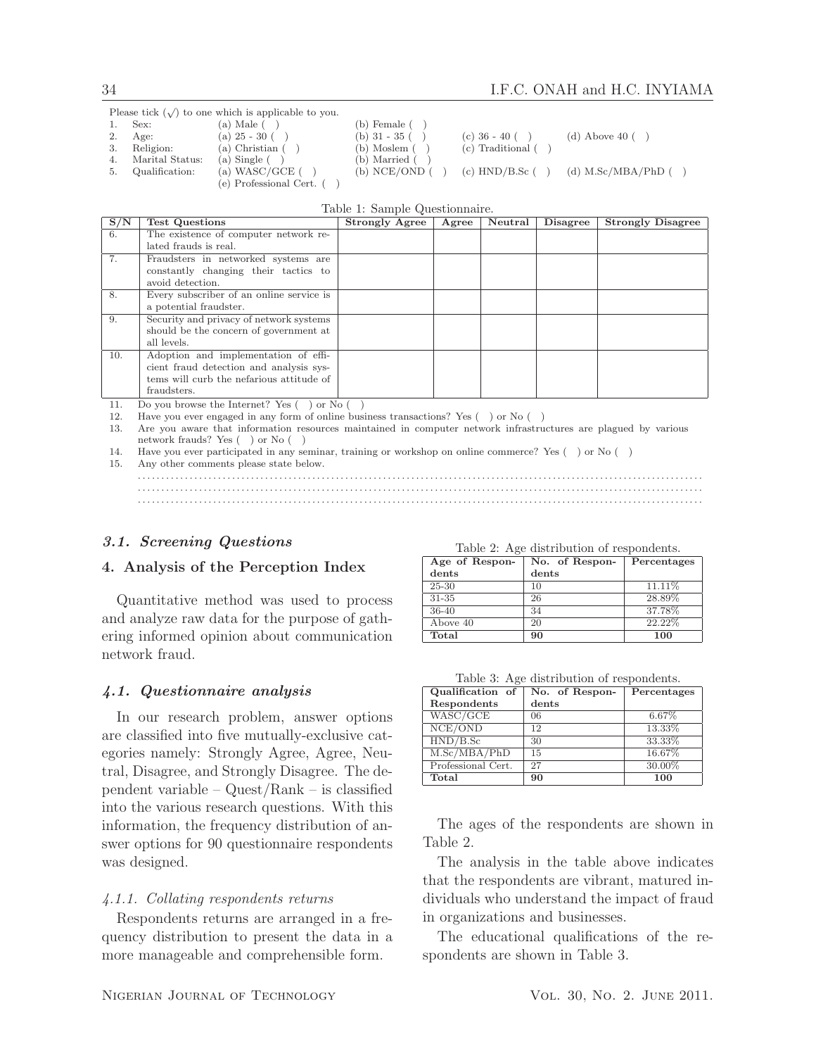Please tick (√) to one which is applicable to you.

1. Sex: (a) Male ( ) (b) Female ( )
2. Age: (a) 25 - 30 ( ) (b) 31 - 35 ( ) (c) 36 - 40 ( ) (d) Above 40 ( )
3. Religion: (a) Christian ( ) (b) Moslem ( ) (c) Traditional ( )
4. Marital Status: (a) Single ( ) (b) Married ( )
5. Qualification: (a) WASC/GCE ( ) (b) NCE/OND ( ) (c) HND/B.Sc ( ) (d) M.Sc/MBA/PhD ( ) (e) Professional Cert. ( )

Table 1: Sample Questionnaire.

| S/N | Test Questions | Strongly Agree | Agree | Neutral | Disagree | Strongly Disagree |
|---|---|---|---|---|---|---|
| 6. | The existence of computer network related frauds is real. | | | | | |
| 7. | Fraudsters in networked systems are constantly changing their tactics to avoid detection. | | | | | |
| 8. | Every subscriber of an online service is a potential fraudster. | | | | | |
| 9. | Security and privacy of network systems should be the concern of government at all levels. | | | | | |
| 10. | Adoption and implementation of efficient fraud detection and analysis systems will curb the nefarious attitude of fraudsters. | | | | | |

11. Do you browse the Internet? Yes ( ) or No ( )
12. Have you ever engaged in any form of online business transactions? Yes ( ) or No ( )
13. Are you aware that information resources maintained in computer network infrastructures are plagued by various network frauds? Yes ( ) or No ( )
14. Have you ever participated in any seminar, training or workshop on online commerce? Yes ( ) or No ( )
15. Any other comments please state below.

.............................................................................................................

.............................................................................................................

.............................................................................................................

### *3.1. Screening Questions*

## 4. Analysis of the Perception Index

Quantitative method was used to process and analyze raw data for the purpose of gathering informed opinion about communication network fraud.

### *4.1. Questionnaire analysis*

In our research problem, answer options are classified into five mutually-exclusive categories namely: Strongly Agree, Agree, Neutral, Disagree, and Strongly Disagree. The dependent variable – Quest/Rank – is classified into the various research questions. With this information, the frequency distribution of answer options for 90 questionnaire respondents was designed.

#### *4.1.1. Collating respondents returns*

Respondents returns are arranged in a frequency distribution to present the data in a more manageable and comprehensible form.

Table 2: Age distribution of respondents.

| Age of Respondents | No. of Respondents | Percentages |
|---|---|---|
| 25-30 | 10 | 11.11% |
| 31-35 | 26 | 28.89% |
| 36-40 | 34 | 37.78% |
| Above 40 | 20 | 22.22% |
| **Total** | **90** | **100** |

Table 3: Age distribution of respondents.

| Qualification of Respondents | No. of Respondents | Percentages |
|---|---|---|
| WASC/GCE | 06 | 6.67% |
| NCE/OND | 12 | 13.33% |
| HND/B.Sc | 30 | 33.33% |
| M.Sc/MBA/PhD | 15 | 16.67% |
| Professional Cert. | 27 | 30.00% |
| **Total** | **90** | **100** |

The ages of the respondents are shown in Table 2.

The analysis in the table above indicates that the respondents are vibrant, matured individuals who understand the impact of fraud in organizations and businesses.

The educational qualifications of the respondents are shown in Table 3.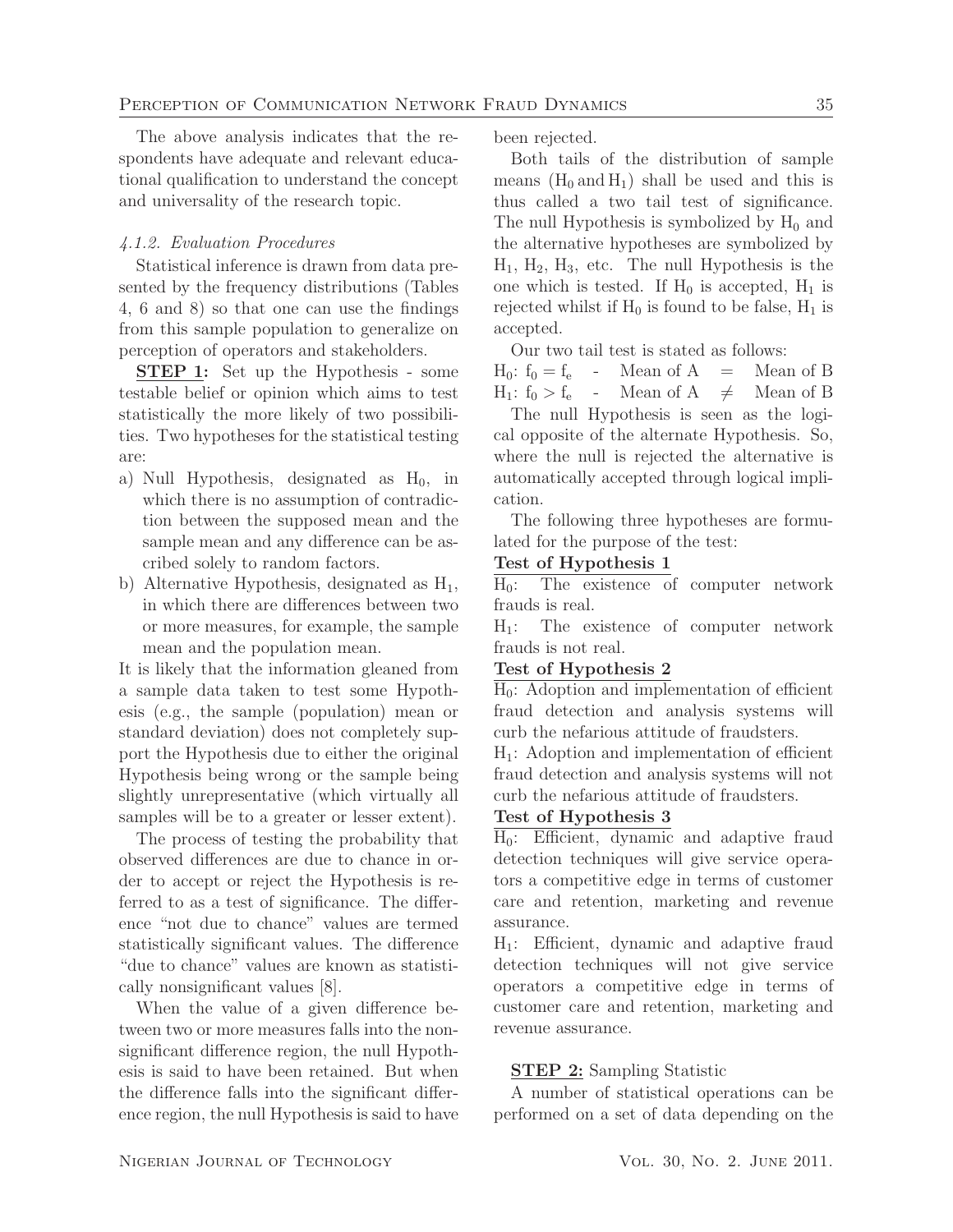The above analysis indicates that the respondents have adequate and relevant educational qualification to understand the concept and universality of the research topic.

#### *4.1.2. Evaluation Procedures*

Statistical inference is drawn from data presented by the frequency distributions (Tables 4, 6 and 8) so that one can use the findings from this sample population to generalize on perception of operators and stakeholders.

**STEP 1:** Set up the Hypothesis - some testable belief or opinion which aims to test statistically the more likely of two possibilities. Two hypotheses for the statistical testing are:

a) Null Hypothesis, designated as $H_0$, in which there is no assumption of contradiction between the supposed mean and the sample mean and any difference can be ascribed solely to random factors.
b) Alternative Hypothesis, designated as $H_1$, in which there are differences between two or more measures, for example, the sample mean and the population mean.

It is likely that the information gleaned from a sample data taken to test some Hypothesis (e.g., the sample (population) mean or standard deviation) does not completely support the Hypothesis due to either the original Hypothesis being wrong or the sample being slightly unrepresentative (which virtually all samples will be to a greater or lesser extent).

The process of testing the probability that observed differences are due to chance in order to accept or reject the Hypothesis is referred to as a test of significance. The difference "not due to chance" values are termed statistically significant values. The difference "due to chance" values are known as statistically nonsignificant values [8].

When the value of a given difference between two or more measures falls into the nonsignificant difference region, the null Hypothesis is said to have been retained. But when the difference falls into the significant difference region, the null Hypothesis is said to have been rejected.

Both tails of the distribution of sample means ($H_0$ and $H_1$) shall be used and this is thus called a two tail test of significance. The null Hypothesis is symbolized by $H_0$ and the alternative hypotheses are symbolized by $H_1$, $H_2$, $H_3$, etc. The null Hypothesis is the one which is tested. If $H_0$ is accepted, $H_1$ is rejected whilst if $H_0$ is found to be false, $H_1$ is accepted.

Our two tail test is stated as follows:

$H_0$: $f_0 = f_e$ - Mean of A = Mean of B
$H_1$: $f_0 > f_e$ - Mean of A $\neq$ Mean of B

The null Hypothesis is seen as the logical opposite of the alternate Hypothesis. So, where the null is rejected the alternative is automatically accepted through logical implication.

The following three hypotheses are formulated for the purpose of the test:

**Test of Hypothesis 1**

$H_0$: The existence of computer network frauds is real.
$H_1$: The existence of computer network frauds is not real.

**Test of Hypothesis 2**

$H_0$: Adoption and implementation of efficient fraud detection and analysis systems will curb the nefarious attitude of fraudsters.
$H_1$: Adoption and implementation of efficient fraud detection and analysis systems will not curb the nefarious attitude of fraudsters.

**Test of Hypothesis 3**

$H_0$: Efficient, dynamic and adaptive fraud detection techniques will give service operators a competitive edge in terms of customer care and retention, marketing and revenue assurance.
$H_1$: Efficient, dynamic and adaptive fraud detection techniques will not give service operators a competitive edge in terms of customer care and retention, marketing and revenue assurance.

**STEP 2:** Sampling Statistic

A number of statistical operations can be performed on a set of data depending on the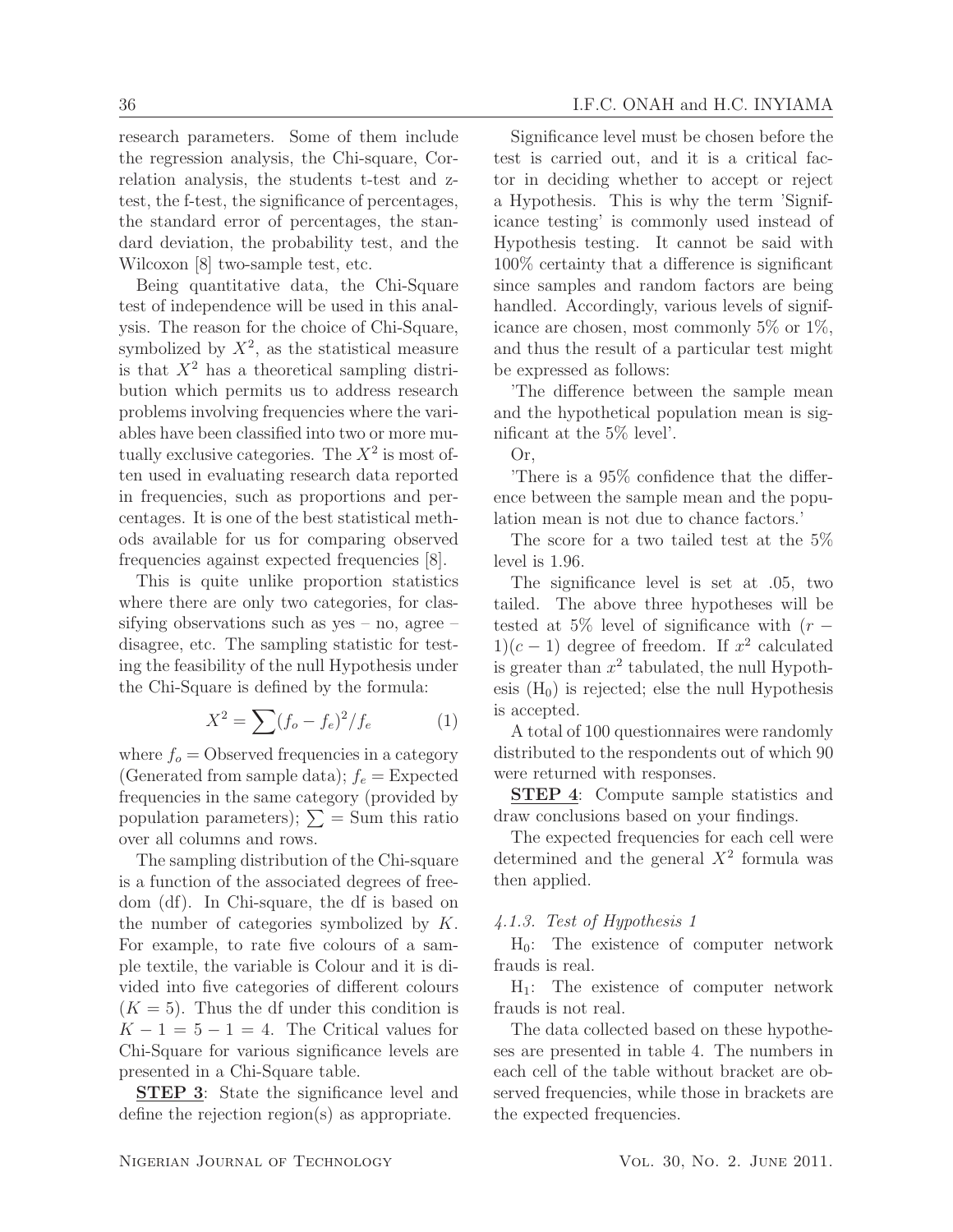research parameters. Some of them include the regression analysis, the Chi-square, Correlation analysis, the students t-test and z-test, the f-test, the significance of percentages, the standard error of percentages, the standard deviation, the probability test, and the Wilcoxon [8] two-sample test, etc.

Being quantitative data, the Chi-Square test of independence will be used in this analysis. The reason for the choice of Chi-Square, symbolized by $X^2$, as the statistical measure is that $X^2$ has a theoretical sampling distribution which permits us to address research problems involving frequencies where the variables have been classified into two or more mutually exclusive categories. The $X^2$ is most often used in evaluating research data reported in frequencies, such as proportions and percentages. It is one of the best statistical methods available for us for comparing observed frequencies against expected frequencies [8].

This is quite unlike proportion statistics where there are only two categories, for classifying observations such as yes – no, agree – disagree, etc. The sampling statistic for testing the feasibility of the null Hypothesis under the Chi-Square is defined by the formula:

$$X^2 = \sum (f_o - f_e)^2 / f_e \quad (1)$$

where $f_o$ = Observed frequencies in a category (Generated from sample data); $f_e$ = Expected frequencies in the same category (provided by population parameters); $\sum$ = Sum this ratio over all columns and rows.

The sampling distribution of the Chi-square is a function of the associated degrees of freedom (df). In Chi-square, the df is based on the number of categories symbolized by $K$. For example, to rate five colours of a sample textile, the variable is Colour and it is divided into five categories of different colours ($K = 5$). Thus the df under this condition is $K - 1 = 5 - 1 = 4$. The Critical values for Chi-Square for various significance levels are presented in a Chi-Square table.

**STEP 3**: State the significance level and define the rejection region(s) as appropriate.

Significance level must be chosen before the test is carried out, and it is a critical factor in deciding whether to accept or reject a Hypothesis. This is why the term 'Significance testing' is commonly used instead of Hypothesis testing. It cannot be said with 100% certainty that a difference is significant since samples and random factors are being handled. Accordingly, various levels of significance are chosen, most commonly 5% or 1%, and thus the result of a particular test might be expressed as follows:

'The difference between the sample mean and the hypothetical population mean is significant at the 5% level'.

Or,

'There is a 95% confidence that the difference between the sample mean and the population mean is not due to chance factors.'

The score for a two tailed test at the 5% level is 1.96.

The significance level is set at .05, two tailed. The above three hypotheses will be tested at 5% level of significance with $(r - 1)(c - 1)$ degree of freedom. If $x^2$ calculated is greater than $x^2$ tabulated, the null Hypothesis ($H_0$) is rejected; else the null Hypothesis is accepted.

A total of 100 questionnaires were randomly distributed to the respondents out of which 90 were returned with responses.

**STEP 4**: Compute sample statistics and draw conclusions based on your findings.

The expected frequencies for each cell were determined and the general $X^2$ formula was then applied.

#### *4.1.3. Test of Hypothesis 1*

$H_0$: The existence of computer network frauds is real.

$H_1$: The existence of computer network frauds is not real.

The data collected based on these hypotheses are presented in table 4. The numbers in each cell of the table without bracket are observed frequencies, while those in brackets are the expected frequencies.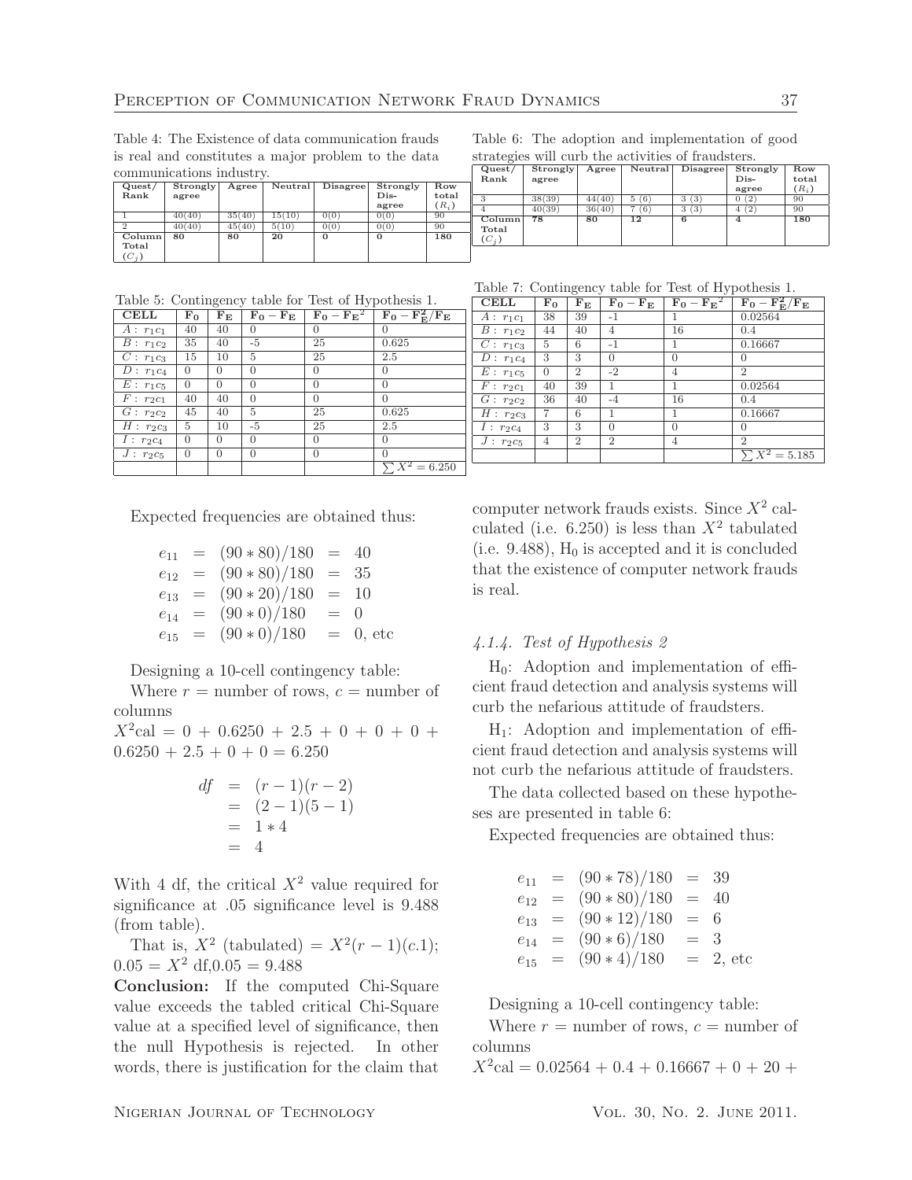Table 4: The Existence of data communication frauds is real and constitutes a major problem to the data communications industry.

| Quest/ Rank | Strongly agree | Agree | Neutral | Disagree | Strongly Dis-agree | Row total $(R_i)$ |
|---|---|---|---|---|---|---|
| 1 | 40(40) | 35(40) | 15(10) | 0(0) | 0(0) | 90 |
| 2 | 40(40) | 45(40) | 5(10) | 0(0) | 0(0) | 90 |
| **Column Total $(C_j)$** | **80** | **80** | **20** | **0** | **0** | **180** |

Table 5: Contingency table for Test of Hypothesis 1.

| CELL | $F_0$ | $F_E$ | $F_0 - F_E$ | $F_0 - F_E{}^2$ | $F_0 - F_E^2/F_E$ |
|---|---|---|---|---|---|
| $A: r_1c_1$ | 40 | 40 | 0 | 0 | 0 |
| $B: r_1c_2$ | 35 | 40 | -5 | 25 | 0.625 |
| $C: r_1c_3$ | 15 | 10 | 5 | 25 | 2.5 |
| $D: r_1c_4$ | 0 | 0 | 0 | 0 | 0 |
| $E: r_1c_5$ | 0 | 0 | 0 | 0 | 0 |
| $F: r_2c_1$ | 40 | 40 | 0 | 0 | 0 |
| $G: r_2c_2$ | 45 | 40 | 5 | 25 | 0.625 |
| $H: r_2c_3$ | 5 | 10 | -5 | 25 | 2.5 |
| $I: r_2c_4$ | 0 | 0 | 0 | 0 | 0 |
| $J: r_2c_5$ | 0 | 0 | 0 | 0 | 0 |
| | | | | | $\sum X^2 = 6.250$ |

Expected frequencies are obtained thus:

$$
\begin{aligned}
e_{11} &= (90*80)/180 &= 40 \\
e_{12} &= (90*80)/180 &= 35 \\
e_{13} &= (90*20)/180 &= 10 \\
e_{14} &= (90*0)/180 &= 0 \\
e_{15} &= (90*0)/180 &= 0\text{, etc}
\end{aligned}
$$

Designing a 10-cell contingency table:

Where $r$ = number of rows, $c$ = number of columns

$X^2$cal = 0 + 0.6250 + 2.5 + 0 + 0 + 0 + 0.6250 + 2.5 + 0 + 0 = 6.250

$$
\begin{aligned}
df &= (r-1)(r-2) \\
&= (2-1)(5-1) \\
&= 1*4 \\
&= 4
\end{aligned}
$$

With 4 df, the critical $X^2$ value required for significance at .05 significance level is 9.488 (from table).

That is, $X^2$ (tabulated) = $X^2(r-1)(c.1)$; $0.05 = X^2$ df,0.05 = 9.488

**Conclusion:** If the computed Chi-Square value exceeds the tabled critical Chi-Square value at a specified level of significance, then the null Hypothesis is rejected. In other words, there is justification for the claim that computer network frauds exists. Since $X^2$ calculated (i.e. 6.250) is less than $X^2$ tabulated (i.e. 9.488), $H_0$ is accepted and it is concluded that the existence of computer network frauds is real.

Table 6: The adoption and implementation of good strategies will curb the activities of fraudsters.

| Quest/ Rank | Strongly agree | Agree | Neutral | Disagree | Strongly Dis-agree | Row total $(R_i)$ |
|---|---|---|---|---|---|---|
| 3 | 38(39) | 44(40) | 5 (6) | 3 (3) | 0 (2) | 90 |
| 4 | 40(39) | 36(40) | 7 (6) | 3 (3) | 4 (2) | 90 |
| **Column Total $(C_j)$** | **78** | **80** | **12** | **6** | **4** | **180** |

Table 7: Contingency table for Test of Hypothesis 1.

| CELL | $F_0$ | $F_E$ | $F_0 - F_E$ | $F_0 - F_E{}^2$ | $F_0 - F_E^2/F_E$ |
|---|---|---|---|---|---|
| $A: r_1c_1$ | 38 | 39 | -1 | 1 | 0.02564 |
| $B: r_1c_2$ | 44 | 40 | 4 | 16 | 0.4 |
| $C: r_1c_3$ | 5 | 6 | -1 | 1 | 0.16667 |
| $D: r_1c_4$ | 3 | 3 | 0 | 0 | 0 |
| $E: r_1c_5$ | 0 | 2 | -2 | 4 | 2 |
| $F: r_2c_1$ | 40 | 39 | 1 | 1 | 0.02564 |
| $G: r_2c_2$ | 36 | 40 | -4 | 16 | 0.4 |
| $H: r_2c_3$ | 7 | 6 | 1 | 1 | 0.16667 |
| $I: r_2c_4$ | 3 | 3 | 0 | 0 | 0 |
| $J: r_2c_5$ | 4 | 2 | 2 | 4 | 2 |
| | | | | | $\sum X^2 = 5.185$ |

#### *4.1.4. Test of Hypothesis 2*

$H_0$: Adoption and implementation of efficient fraud detection and analysis systems will curb the nefarious attitude of fraudsters.

$H_1$: Adoption and implementation of efficient fraud detection and analysis systems will not curb the nefarious attitude of fraudsters.

The data collected based on these hypotheses are presented in table 6:

Expected frequencies are obtained thus:

$$
\begin{aligned}
e_{11} &= (90*78)/180 &= 39 \\
e_{12} &= (90*80)/180 &= 40 \\
e_{13} &= (90*12)/180 &= 6 \\
e_{14} &= (90*6)/180 &= 3 \\
e_{15} &= (90*4)/180 &= 2\text{, etc}
\end{aligned}
$$

Designing a 10-cell contingency table:

Where $r$ = number of rows, $c$ = number of columns

$X^2$cal = 0.02564 + 0.4 + 0.16667 + 0 + 20 +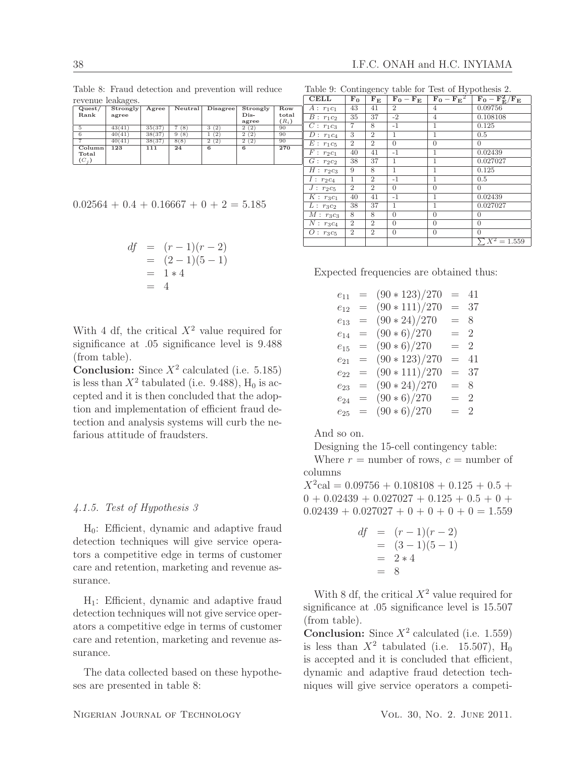$0.02564 + 0.4 + 0.16667 + 0 + 2 = 5.185$

$$
\begin{aligned}
df &= (r-1)(r-2) \\
&= (2-1)(5-1) \\
&= 1 * 4 \\
&= 4
\end{aligned}
$$

With 4 df, the critical $X^2$ value required for significance at .05 significance level is 9.488 (from table).

**Conclusion:** Since $X^2$ calculated (i.e. 5.185) is less than $X^2$ tabulated (i.e. 9.488), $H_0$ is accepted and it is then concluded that the adoption and implementation of efficient fraud detection and analysis systems will curb the nefarious attitude of fraudsters.

#### 4.1.5. *Test of Hypothesis 3*

$H_0$: Efficient, dynamic and adaptive fraud detection techniques will give service operators a competitive edge in terms of customer care and retention, marketing and revenue assurance.

$H_1$: Efficient, dynamic and adaptive fraud detection techniques will not give service operators a competitive edge in terms of customer care and retention, marketing and revenue assurance.

The data collected based on these hypotheses are presented in table 8:

Table 8: Fraud detection and prevention will reduce revenue leakages.

| Quest/ Rank | Strongly agree | Agree | Neutral | Disagree | Strongly Dis-agree | Row total ($R_i$) |
|---|---|---|---|---|---|---|
| 5 | 43(41) | 35(37) | 7 (8) | 3 (2) | 2 (2) | 90 |
| 6 | 40(41) | 38(37) | 9 (8) | 1 (2) | 2 (2) | 90 |
| 7 | 40(41) | 38(37) | 8(8) | 2 (2) | 2 (2) | 90 |
| Column Total ($C_j$) | 123 | 111 | 24 | 6 | 6 | 270 |

Table 9: Contingency table for Test of Hypothesis 2.

| CELL | $F_0$ | $F_E$ | $F_0 - F_E$ | $F_0 - F_E^2$ | $F_0 - F_E^2/F_E$ |
|---|---|---|---|---|---|
| $A: r_1c_1$ | 43 | 41 | 2 | 4 | 0.09756 |
| $B: r_1c_2$ | 35 | 37 | -2 | 4 | 0.108108 |
| $C: r_1c_3$ | 7 | 8 | -1 | 1 | 0.125 |
| $D: r_1c_4$ | 3 | 2 | 1 | 1 | 0.5 |
| $E: r_1c_5$ | 2 | 2 | 0 | 0 | 0 |
| $F: r_2c_1$ | 40 | 41 | -1 | 1 | 0.02439 |
| $G: r_2c_2$ | 38 | 37 | 1 | 1 | 0.027027 |
| $H: r_2c_3$ | 9 | 8 | 1 | 1 | 0.125 |
| $I: r_2c_4$ | 1 | 2 | -1 | 1 | 0.5 |
| $J: r_2c_5$ | 2 | 2 | 0 | 0 | 0 |
| $K: r_3c_1$ | 40 | 41 | -1 | 1 | 0.02439 |
| $L: r_3c_2$ | 38 | 37 | 1 | 1 | 0.027027 |
| $M: r_3c_3$ | 8 | 8 | 0 | 0 | 0 |
| $N: r_3c_4$ | 2 | 2 | 0 | 0 | 0 |
| $O: r_3c_5$ | 2 | 2 | 0 | 0 | 0 |
| | | | | | $\sum X^2 = 1.559$ |

Expected frequencies are obtained thus:

$$
\begin{aligned}
e_{11} &= (90 * 123)/270 &= 41 \\
e_{12} &= (90 * 111)/270 &= 37 \\
e_{13} &= (90 * 24)/270 &= 8 \\
e_{14} &= (90 * 6)/270 &= 2 \\
e_{15} &= (90 * 6)/270 &= 2 \\
e_{21} &= (90 * 123)/270 &= 41 \\
e_{22} &= (90 * 111)/270 &= 37 \\
e_{23} &= (90 * 24)/270 &= 8 \\
e_{24} &= (90 * 6)/270 &= 2 \\
e_{25} &= (90 * 6)/270 &= 2
\end{aligned}
$$

And so on.

Designing the 15-cell contingency table:

Where $r$ = number of rows, $c$ = number of columns

$X^2\text{cal} = 0.09756 + 0.108108 + 0.125 + 0.5 + 0 + 0.02439 + 0.027027 + 0.125 + 0.5 + 0 + 0.02439 + 0.027027 + 0 + 0 + 0 + 0 = 1.559$

$$
\begin{aligned}
df &= (r-1)(r-2) \\
&= (3-1)(5-1) \\
&= 2 * 4 \\
&= 8
\end{aligned}
$$

With 8 df, the critical $X^2$ value required for significance at .05 significance level is 15.507 (from table).

**Conclusion:** Since $X^2$ calculated (i.e. 1.559) is less than $X^2$ tabulated (i.e. 15.507), $H_0$ is accepted and it is concluded that efficient, dynamic and adaptive fraud detection techniques will give service operators a competi-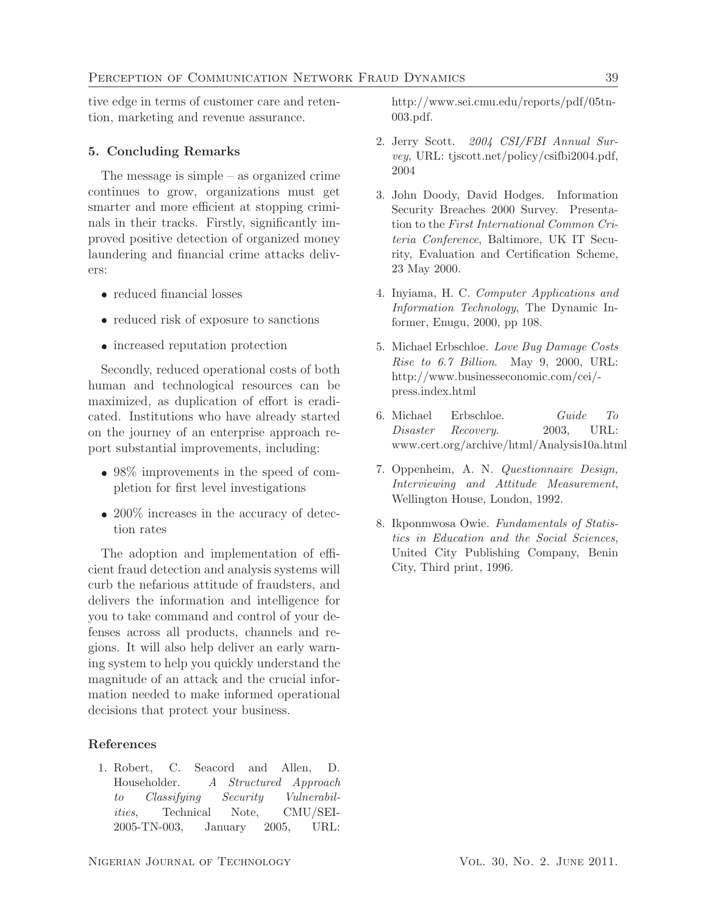tive edge in terms of customer care and retention, marketing and revenue assurance.

## 5. Concluding Remarks

The message is simple – as organized crime continues to grow, organizations must get smarter and more efficient at stopping criminals in their tracks. Firstly, significantly improved positive detection of organized money laundering and financial crime attacks delivers:

- reduced financial losses
- reduced risk of exposure to sanctions
- increased reputation protection

Secondly, reduced operational costs of both human and technological resources can be maximized, as duplication of effort is eradicated. Institutions who have already started on the journey of an enterprise approach report substantial improvements, including:

- 98% improvements in the speed of completion for first level investigations
- 200% increases in the accuracy of detection rates

The adoption and implementation of efficient fraud detection and analysis systems will curb the nefarious attitude of fraudsters, and delivers the information and intelligence for you to take command and control of your defenses across all products, channels and regions. It will also help deliver an early warning system to help you quickly understand the magnitude of an attack and the crucial information needed to make informed operational decisions that protect your business.

## References

1. Robert, C. Seacord and Allen, D. Householder. *A Structured Approach to Classifying Security Vulnerabilities*, Technical Note, CMU/SEI-2005-TN-003, January 2005, URL: http://www.sei.cmu.edu/reports/pdf/05tn-003.pdf.
2. Jerry Scott. *2004 CSI/FBI Annual Survey*, URL: tjscott.net/policy/csifbi2004.pdf, 2004
3. John Doody, David Hodges. Information Security Breaches 2000 Survey. Presentation to the *First International Common Criteria Conference*, Baltimore, UK IT Security, Evaluation and Certification Scheme, 23 May 2000.
4. Inyiama, H. C. *Computer Applications and Information Technology*, The Dynamic Informer, Enugu, 2000, pp 108.
5. Michael Erbschloe. *Love Bug Damage Costs Rise to 6.7 Billion*. May 9, 2000, URL: http://www.businesseconomic.com/cei/-press.index.html
6. Michael Erbschloe. *Guide To Disaster Recovery*. 2003, URL: www.cert.org/archive/html/Analysis10a.html
7. Oppenheim, A. N. *Questionnaire Design, Interviewing and Attitude Measurement*, Wellington House, London, 1992.
8. Ikponmwosa Owie. *Fundamentals of Statistics in Education and the Social Sciences*, United City Publishing Company, Benin City, Third print, 1996.